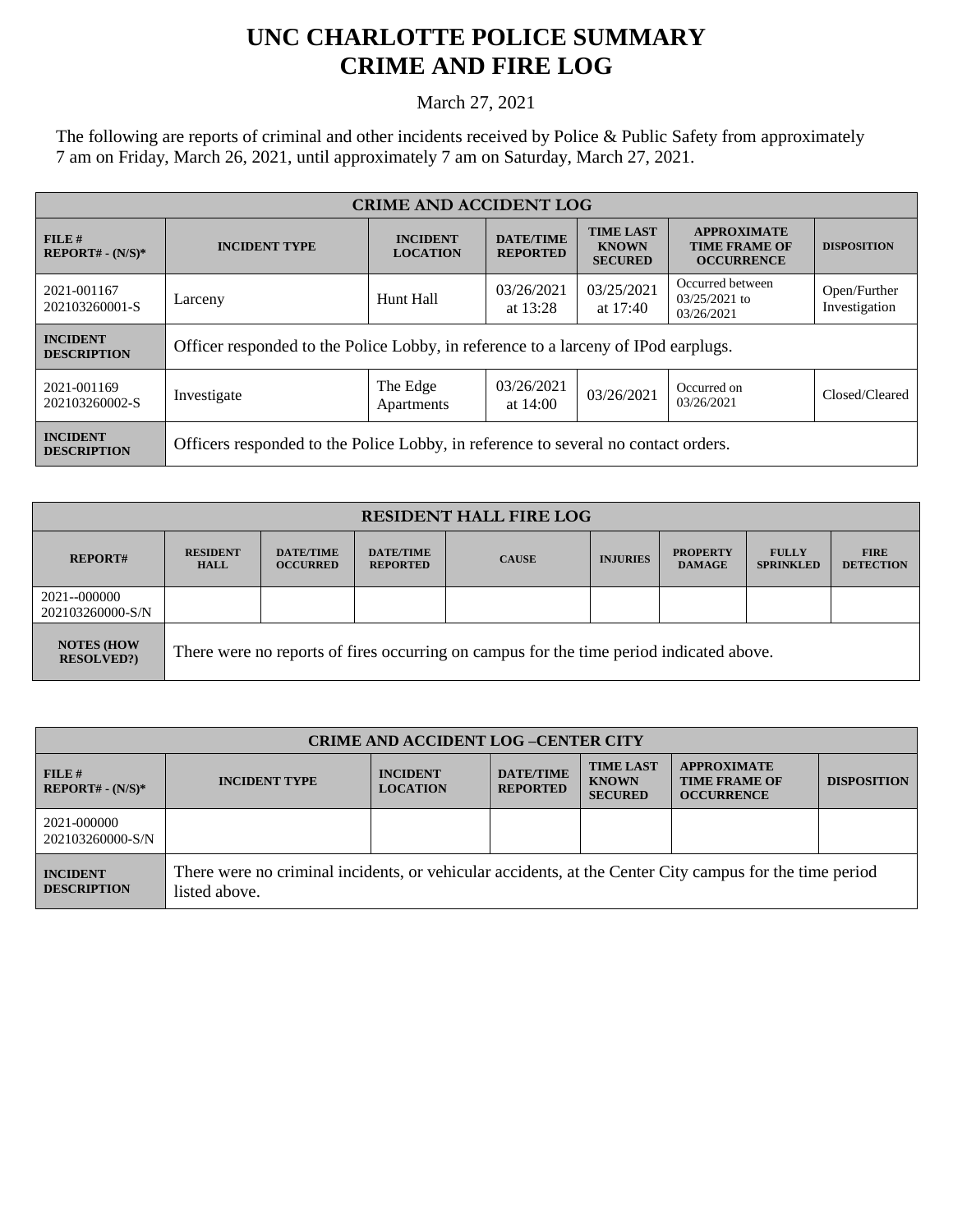# UNC CHARLOTTE POLICE SUMMARY
# CRIME AND FIRE LOG

March 27, 2021

The following are reports of criminal and other incidents received by Police & Public Safety from approximately 7 am on Friday, March 26, 2021, until approximately 7 am on Saturday, March 27, 2021.

| CRIME AND ACCIDENT LOG | | | | | | |
|---|---|---|---|---|---|---|
| **FILE # REPORT# - (N/S)*** | **INCIDENT TYPE** | **INCIDENT LOCATION** | **DATE/TIME REPORTED** | **TIME LAST KNOWN SECURED** | **APPROXIMATE TIME FRAME OF OCCURRENCE** | **DISPOSITION** |
| 2021-001167 202103260001-S | Larceny | Hunt Hall | 03/26/2021 at 13:28 | 03/25/2021 at 17:40 | Occurred between 03/25/2021 to 03/26/2021 | Open/Further Investigation |
| **INCIDENT DESCRIPTION** | Officer responded to the Police Lobby, in reference to a larceny of IPod earplugs. | | | | | |
| 2021-001169 202103260002-S | Investigate | The Edge Apartments | 03/26/2021 at 14:00 | 03/26/2021 | Occurred on 03/26/2021 | Closed/Cleared |
| **INCIDENT DESCRIPTION** | Officers responded to the Police Lobby, in reference to several no contact orders. | | | | | |

| RESIDENT HALL FIRE LOG | | | | | | | | |
|---|---|---|---|---|---|---|---|---|
| **REPORT#** | **RESIDENT HALL** | **DATE/TIME OCCURRED** | **DATE/TIME REPORTED** | **CAUSE** | **INJURIES** | **PROPERTY DAMAGE** | **FULLY SPRINKLED** | **FIRE DETECTION** |
| 2021--000000 202103260000-S/N | | | | | | | | |
| **NOTES (HOW RESOLVED?)** | There were no reports of fires occurring on campus for the time period indicated above. | | | | | | | |

| CRIME AND ACCIDENT LOG –CENTER CITY | | | | | | |
|---|---|---|---|---|---|---|
| **FILE # REPORT# - (N/S)*** | **INCIDENT TYPE** | **INCIDENT LOCATION** | **DATE/TIME REPORTED** | **TIME LAST KNOWN SECURED** | **APPROXIMATE TIME FRAME OF OCCURRENCE** | **DISPOSITION** |
| 2021-000000 202103260000-S/N | | | | | | |
| **INCIDENT DESCRIPTION** | There were no criminal incidents, or vehicular accidents, at the Center City campus for the time period listed above. | | | | | |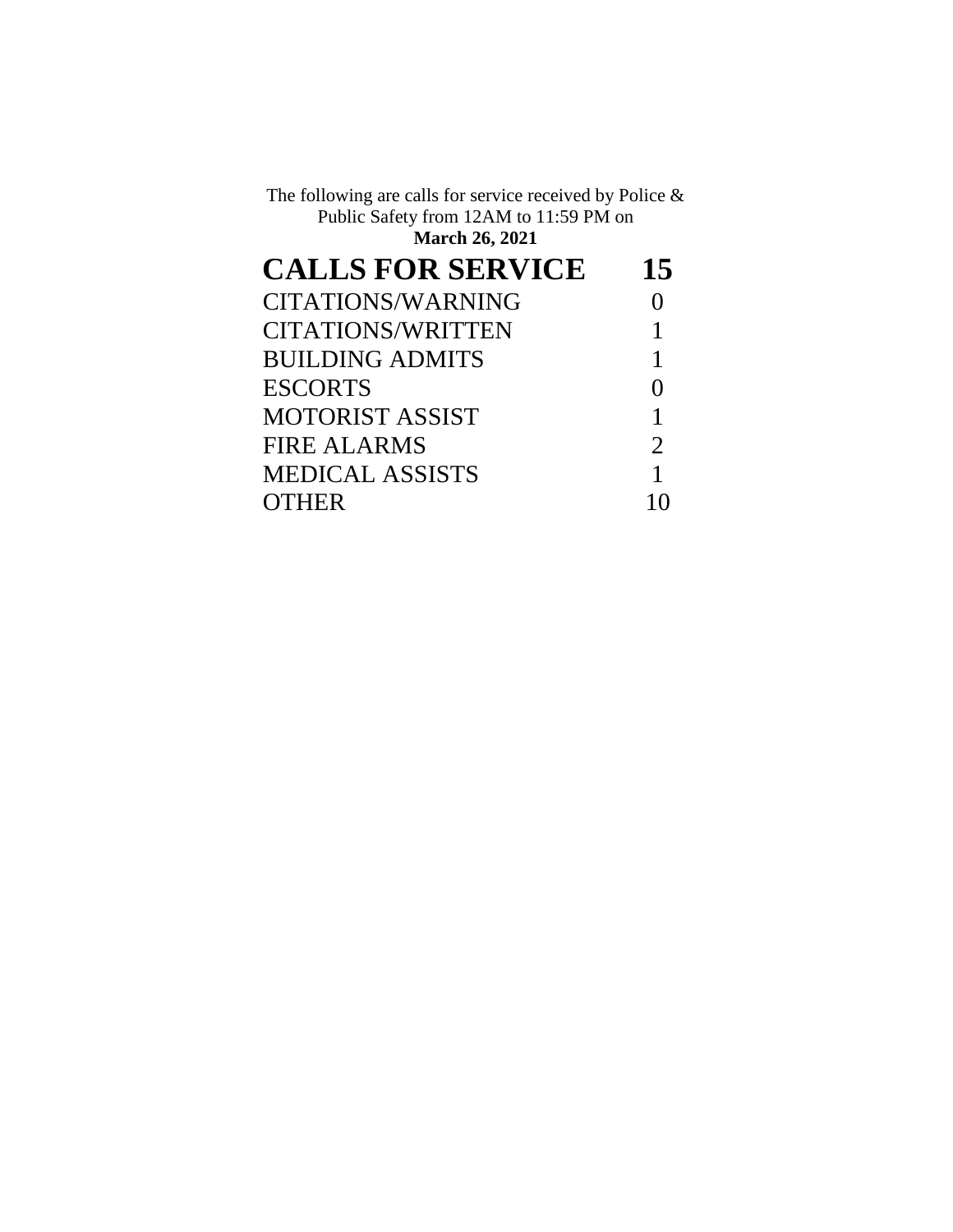The following are calls for service received by Police & Public Safety from 12AM to 11:59 PM on

**March 26, 2021**

| | |
|---|---|
| **CALLS FOR SERVICE** | **15** |
| CITATIONS/WARNING | 0 |
| CITATIONS/WRITTEN | 1 |
| BUILDING ADMITS | 1 |
| ESCORTS | 0 |
| MOTORIST ASSIST | 1 |
| FIRE ALARMS | 2 |
| MEDICAL ASSISTS | 1 |
| OTHER | 10 |